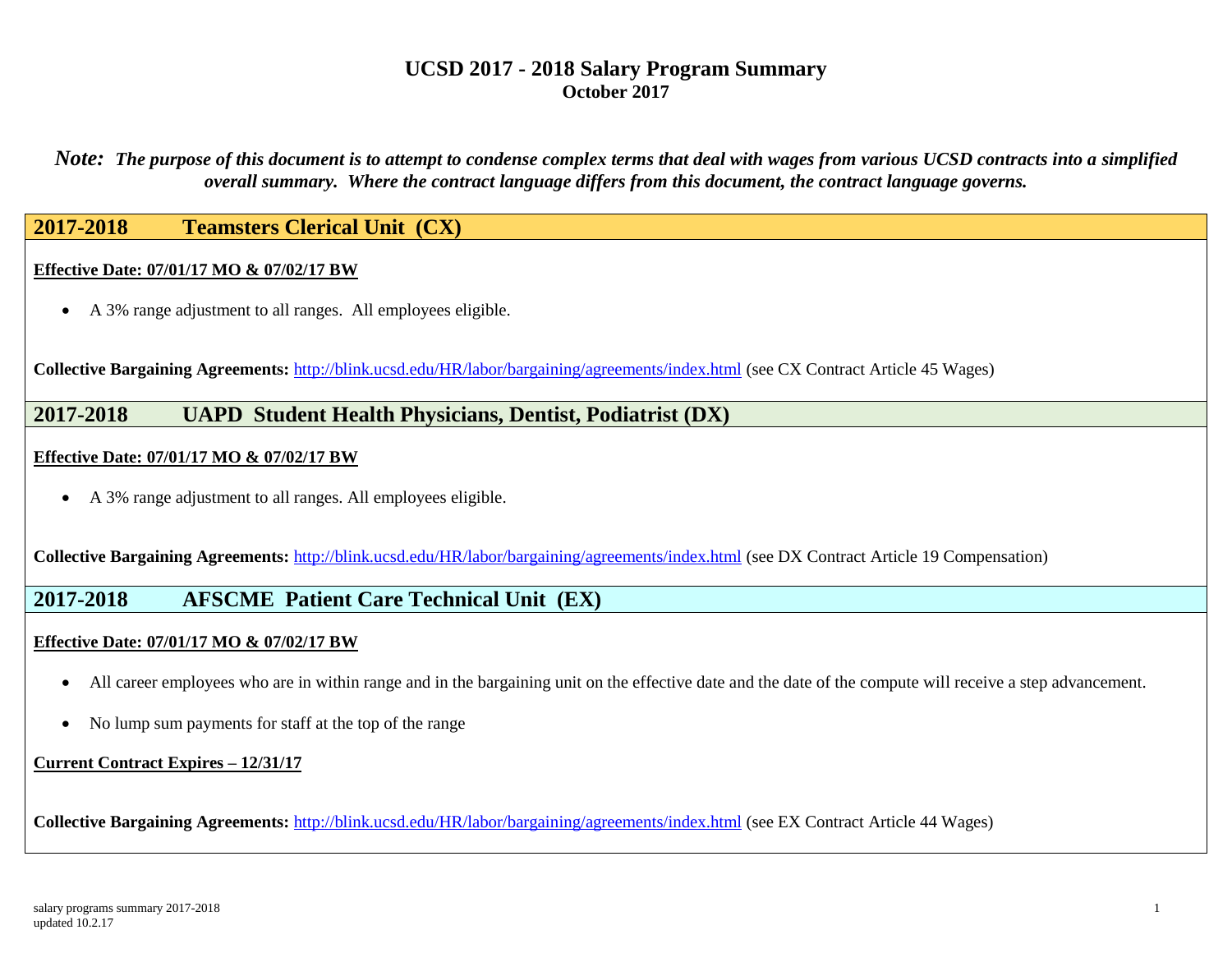# UCSD 2017 - 2018 Salary Program Summary

**October 2017**

***Note:* *The purpose of this document is to attempt to condense complex terms that deal with wages from various UCSD contracts into a simplified overall summary. Where the contract language differs from this document, the contract language governs.***

## 2017-2018 Teamsters Clerical Unit (CX)

**Effective Date: 07/01/17 MO & 07/02/17 BW**

- A 3% range adjustment to all ranges. All employees eligible.

**Collective Bargaining Agreements:** http://blink.ucsd.edu/HR/labor/bargaining/agreements/index.html (see CX Contract Article 45 Wages)

## 2017-2018 UAPD Student Health Physicians, Dentist, Podiatrist (DX)

**Effective Date: 07/01/17 MO & 07/02/17 BW**

- A 3% range adjustment to all ranges. All employees eligible.

**Collective Bargaining Agreements:** http://blink.ucsd.edu/HR/labor/bargaining/agreements/index.html (see DX Contract Article 19 Compensation)

## 2017-2018 AFSCME Patient Care Technical Unit (EX)

**Effective Date: 07/01/17 MO & 07/02/17 BW**

- All career employees who are in within range and in the bargaining unit on the effective date and the date of the compute will receive a step advancement.
- No lump sum payments for staff at the top of the range

**Current Contract Expires – 12/31/17**

**Collective Bargaining Agreements:** http://blink.ucsd.edu/HR/labor/bargaining/agreements/index.html (see EX Contract Article 44 Wages)

salary programs summary 2017-2018
updated 10.2.17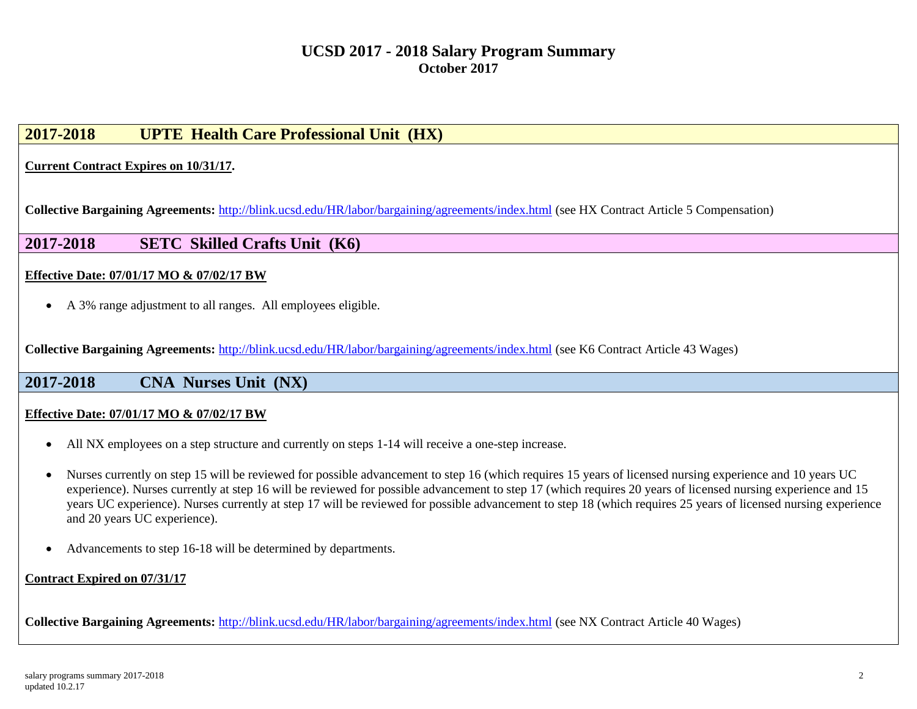# UCSD 2017 - 2018 Salary Program Summary

**October 2017**

## 2017-2018 UPTE Health Care Professional Unit (HX)

**Current Contract Expires on 10/31/17.**

**Collective Bargaining Agreements:** http://blink.ucsd.edu/HR/labor/bargaining/agreements/index.html (see HX Contract Article 5 Compensation)

## 2017-2018 SETC Skilled Crafts Unit (K6)

**Effective Date: 07/01/17 MO & 07/02/17 BW**

- A 3% range adjustment to all ranges. All employees eligible.

**Collective Bargaining Agreements:** http://blink.ucsd.edu/HR/labor/bargaining/agreements/index.html (see K6 Contract Article 43 Wages)

## 2017-2018 CNA Nurses Unit (NX)

**Effective Date: 07/01/17 MO & 07/02/17 BW**

- All NX employees on a step structure and currently on steps 1-14 will receive a one-step increase.
- Nurses currently on step 15 will be reviewed for possible advancement to step 16 (which requires 15 years of licensed nursing experience and 10 years UC experience). Nurses currently at step 16 will be reviewed for possible advancement to step 17 (which requires 20 years of licensed nursing experience and 15 years UC experience). Nurses currently at step 17 will be reviewed for possible advancement to step 18 (which requires 25 years of licensed nursing experience and 20 years UC experience).
- Advancements to step 16-18 will be determined by departments.

**Contract Expired on 07/31/17**

**Collective Bargaining Agreements:** http://blink.ucsd.edu/HR/labor/bargaining/agreements/index.html (see NX Contract Article 40 Wages)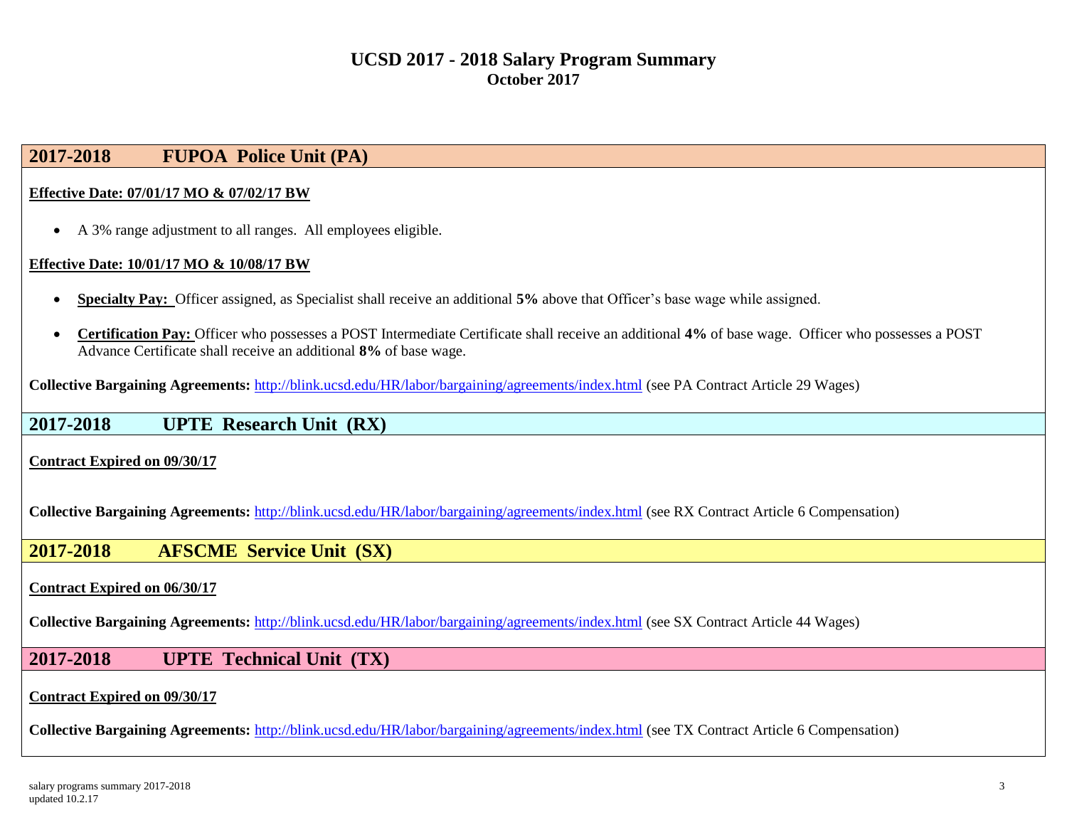# UCSD 2017 - 2018 Salary Program Summary
**October 2017**

## 2017-2018 FUPOA Police Unit (PA)

**Effective Date: 07/01/17 MO & 07/02/17 BW**

- A 3% range adjustment to all ranges. All employees eligible.

**Effective Date: 10/01/17 MO & 10/08/17 BW**

- **Specialty Pay:** Officer assigned, as Specialist shall receive an additional **5%** above that Officer's base wage while assigned.
- **Certification Pay:** Officer who possesses a POST Intermediate Certificate shall receive an additional **4%** of base wage. Officer who possesses a POST Advance Certificate shall receive an additional **8%** of base wage.

**Collective Bargaining Agreements:** http://blink.ucsd.edu/HR/labor/bargaining/agreements/index.html (see PA Contract Article 29 Wages)

## 2017-2018 UPTE Research Unit (RX)

**Contract Expired on 09/30/17**

**Collective Bargaining Agreements:** http://blink.ucsd.edu/HR/labor/bargaining/agreements/index.html (see RX Contract Article 6 Compensation)

## 2017-2018 AFSCME Service Unit (SX)

**Contract Expired on 06/30/17**

**Collective Bargaining Agreements:** http://blink.ucsd.edu/HR/labor/bargaining/agreements/index.html (see SX Contract Article 44 Wages)

## 2017-2018 UPTE Technical Unit (TX)

**Contract Expired on 09/30/17**

**Collective Bargaining Agreements:** http://blink.ucsd.edu/HR/labor/bargaining/agreements/index.html (see TX Contract Article 6 Compensation)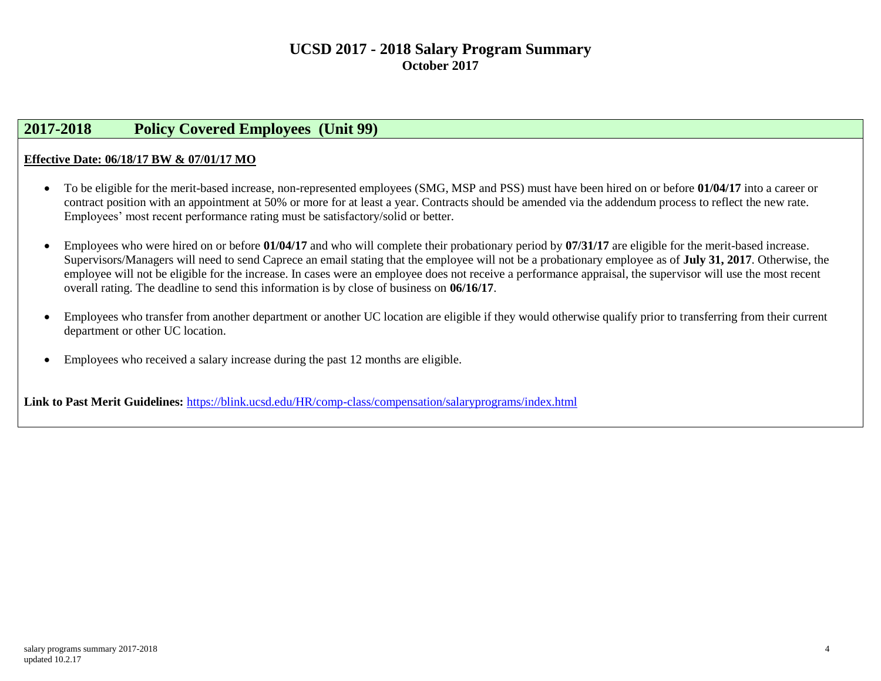# UCSD 2017 - 2018 Salary Program Summary

**October 2017**

## 2017-2018 Policy Covered Employees (Unit 99)

**Effective Date: 06/18/17 BW & 07/01/17 MO**

- To be eligible for the merit-based increase, non-represented employees (SMG, MSP and PSS) must have been hired on or before **01/04/17** into a career or contract position with an appointment at 50% or more for at least a year. Contracts should be amended via the addendum process to reflect the new rate. Employees' most recent performance rating must be satisfactory/solid or better.

- Employees who were hired on or before **01/04/17** and who will complete their probationary period by **07/31/17** are eligible for the merit-based increase. Supervisors/Managers will need to send Caprece an email stating that the employee will not be a probationary employee as of **July 31, 2017**. Otherwise, the employee will not be eligible for the increase. In cases were an employee does not receive a performance appraisal, the supervisor will use the most recent overall rating. The deadline to send this information is by close of business on **06/16/17**.

- Employees who transfer from another department or another UC location are eligible if they would otherwise qualify prior to transferring from their current department or other UC location.

- Employees who received a salary increase during the past 12 months are eligible.

**Link to Past Merit Guidelines:** https://blink.ucsd.edu/HR/comp-class/compensation/salaryprograms/index.html